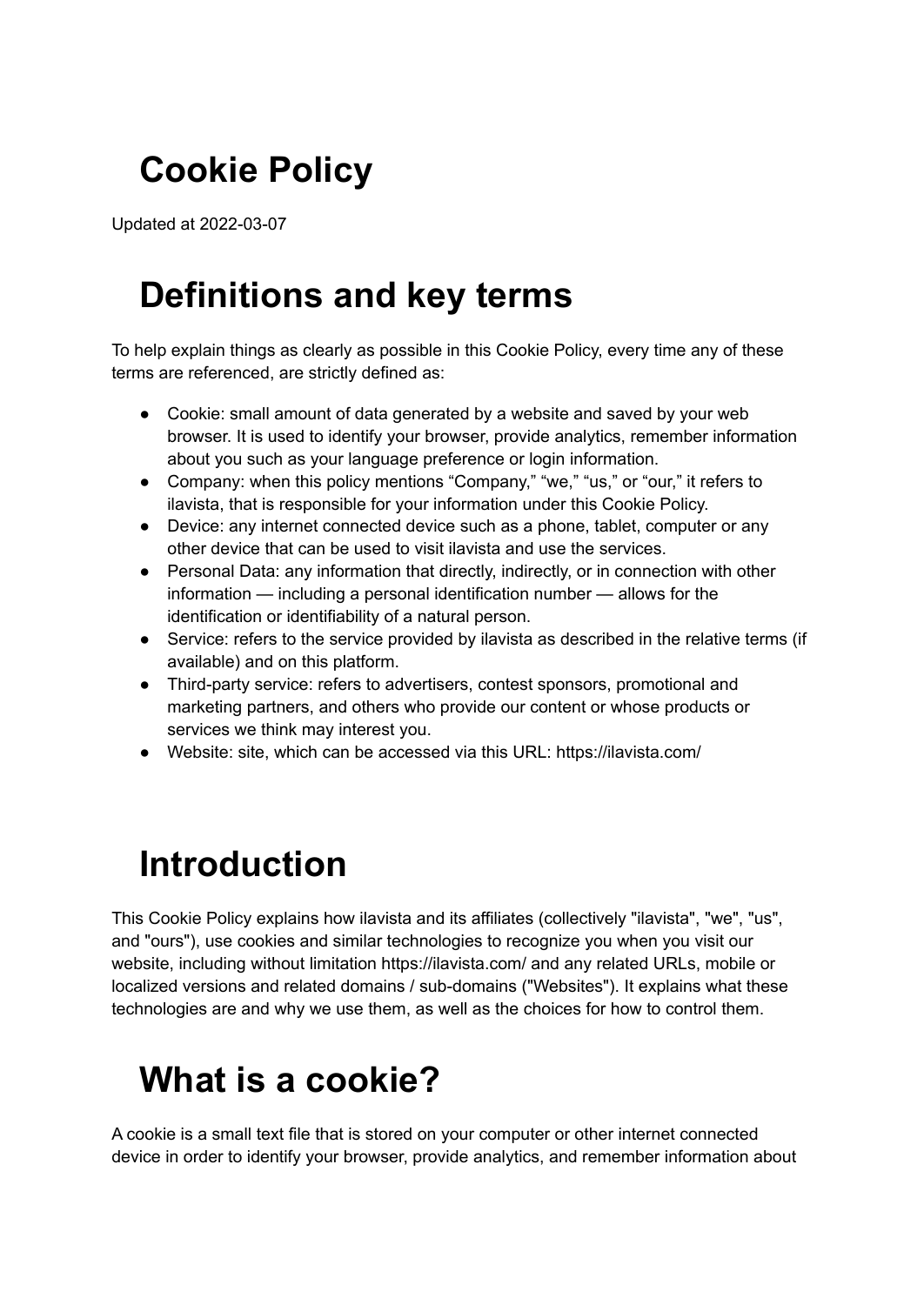# Cookie Policy

Updated at 2022-03-07

# Definitions and key terms

To help explain things as clearly as possible in this Cookie Policy, every time any of these terms are referenced, are strictly defined as:

- Cookie: small amount of data generated by a website and saved by your web browser. It is used to identify your browser, provide analytics, remember information about you such as your language preference or login information.
- Company: when this policy mentions "Company," "we," "us," or "our," it refers to ilavista, that is responsible for your information under this Cookie Policy.
- Device: any internet connected device such as a phone, tablet, computer or any other device that can be used to visit ilavista and use the services.
- Personal Data: any information that directly, indirectly, or in connection with other information — including a personal identification number — allows for the identification or identifiability of a natural person.
- Service: refers to the service provided by ilavista as described in the relative terms (if available) and on this platform.
- Third-party service: refers to advertisers, contest sponsors, promotional and marketing partners, and others who provide our content or whose products or services we think may interest you.
- Website: site, which can be accessed via this URL: https://ilavista.com/

# Introduction

This Cookie Policy explains how ilavista and its affiliates (collectively "ilavista", "we", "us", and "ours"), use cookies and similar technologies to recognize you when you visit our website, including without limitation https://ilavista.com/ and any related URLs, mobile or localized versions and related domains / sub-domains ("Websites"). It explains what these technologies are and why we use them, as well as the choices for how to control them.

# What is a cookie?

A cookie is a small text file that is stored on your computer or other internet connected device in order to identify your browser, provide analytics, and remember information about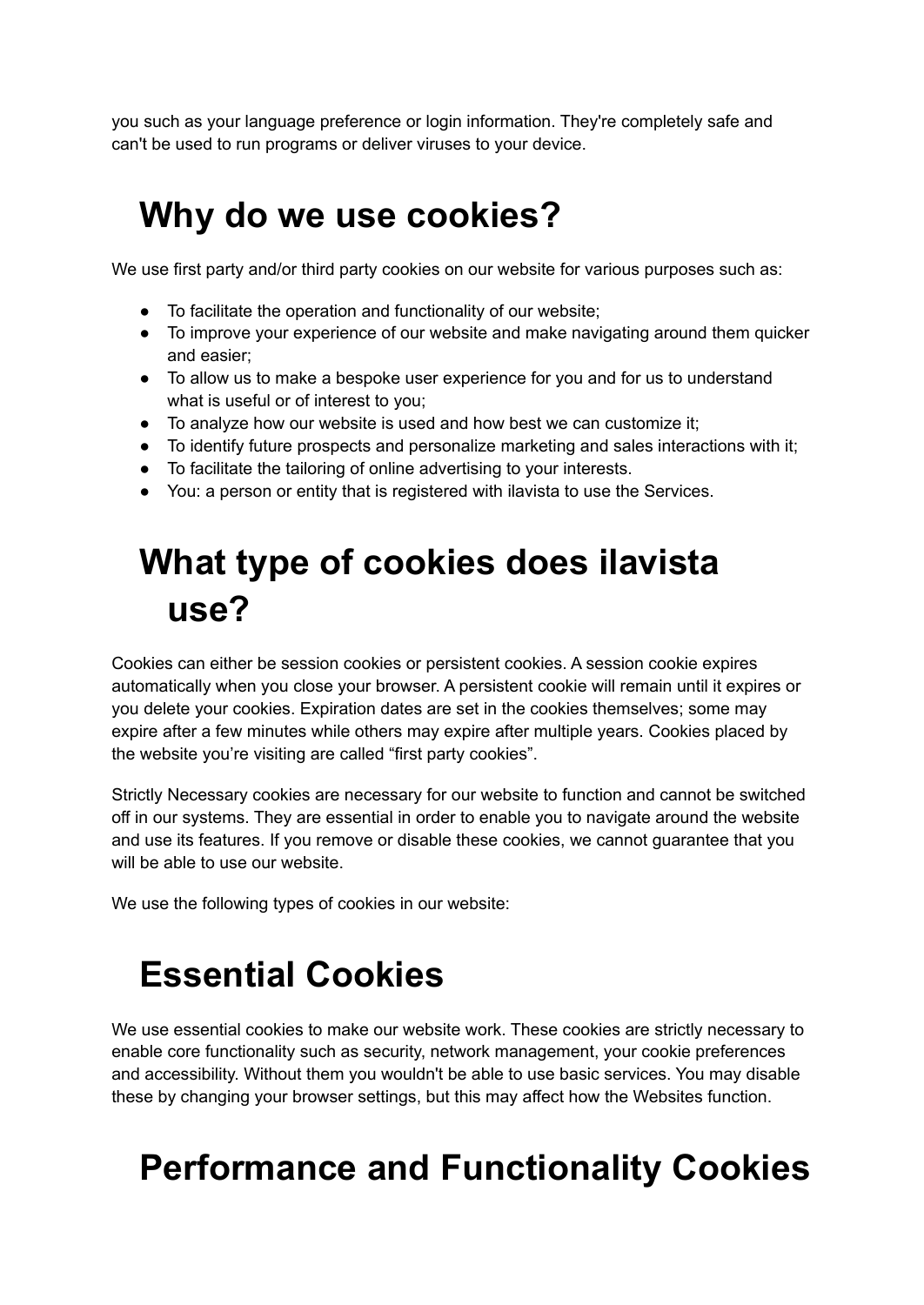you such as your language preference or login information. They're completely safe and can't be used to run programs or deliver viruses to your device.

# Why do we use cookies?

We use first party and/or third party cookies on our website for various purposes such as:

- To facilitate the operation and functionality of our website;
- To improve your experience of our website and make navigating around them quicker and easier;
- To allow us to make a bespoke user experience for you and for us to understand what is useful or of interest to you;
- To analyze how our website is used and how best we can customize it;
- To identify future prospects and personalize marketing and sales interactions with it;
- To facilitate the tailoring of online advertising to your interests.
- You: a person or entity that is registered with ilavista to use the Services.

# What type of cookies does ilavista use?

Cookies can either be session cookies or persistent cookies. A session cookie expires automatically when you close your browser. A persistent cookie will remain until it expires or you delete your cookies. Expiration dates are set in the cookies themselves; some may expire after a few minutes while others may expire after multiple years. Cookies placed by the website you're visiting are called "first party cookies".

Strictly Necessary cookies are necessary for our website to function and cannot be switched off in our systems. They are essential in order to enable you to navigate around the website and use its features. If you remove or disable these cookies, we cannot guarantee that you will be able to use our website.

We use the following types of cookies in our website:

# Essential Cookies

We use essential cookies to make our website work. These cookies are strictly necessary to enable core functionality such as security, network management, your cookie preferences and accessibility. Without them you wouldn't be able to use basic services. You may disable these by changing your browser settings, but this may affect how the Websites function.

# Performance and Functionality Cookies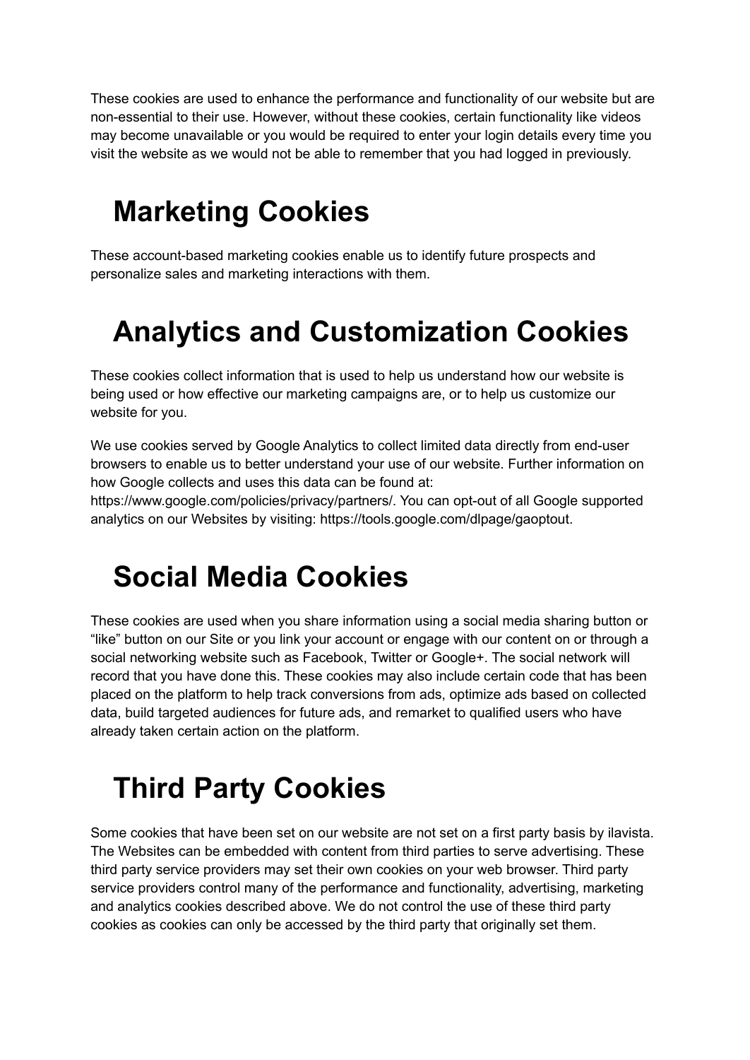These cookies are used to enhance the performance and functionality of our website but are non-essential to their use. However, without these cookies, certain functionality like videos may become unavailable or you would be required to enter your login details every time you visit the website as we would not be able to remember that you had logged in previously.

# Marketing Cookies

These account-based marketing cookies enable us to identify future prospects and personalize sales and marketing interactions with them.

# Analytics and Customization Cookies

These cookies collect information that is used to help us understand how our website is being used or how effective our marketing campaigns are, or to help us customize our website for you.

We use cookies served by Google Analytics to collect limited data directly from end-user browsers to enable us to better understand your use of our website. Further information on how Google collects and uses this data can be found at: https://www.google.com/policies/privacy/partners/. You can opt-out of all Google supported analytics on our Websites by visiting: https://tools.google.com/dlpage/gaoptout.

# Social Media Cookies

These cookies are used when you share information using a social media sharing button or “like” button on our Site or you link your account or engage with our content on or through a social networking website such as Facebook, Twitter or Google+. The social network will record that you have done this. These cookies may also include certain code that has been placed on the platform to help track conversions from ads, optimize ads based on collected data, build targeted audiences for future ads, and remarket to qualified users who have already taken certain action on the platform.

# Third Party Cookies

Some cookies that have been set on our website are not set on a first party basis by ilavista. The Websites can be embedded with content from third parties to serve advertising. These third party service providers may set their own cookies on your web browser. Third party service providers control many of the performance and functionality, advertising, marketing and analytics cookies described above. We do not control the use of these third party cookies as cookies can only be accessed by the third party that originally set them.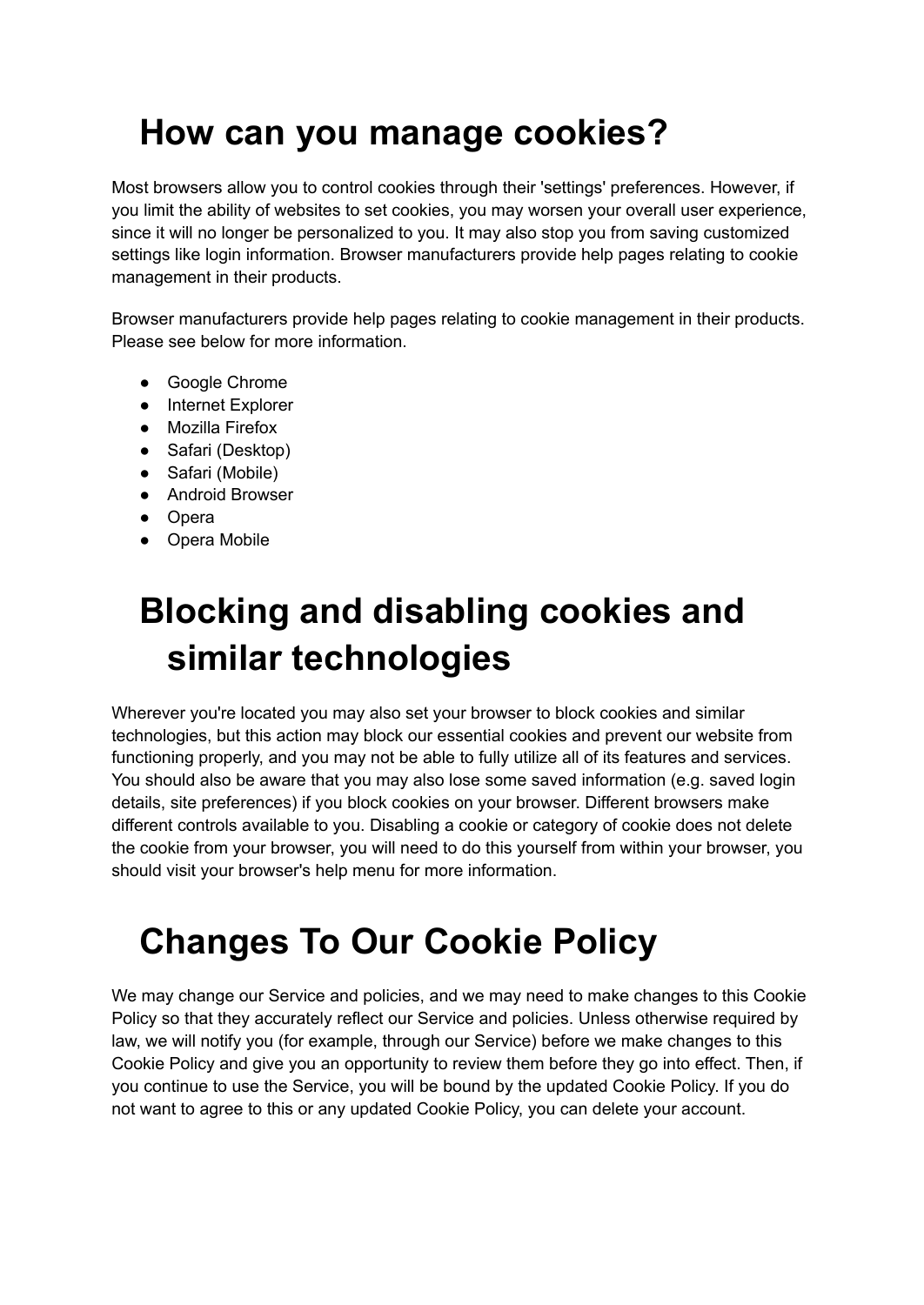# How can you manage cookies?

Most browsers allow you to control cookies through their 'settings' preferences. However, if you limit the ability of websites to set cookies, you may worsen your overall user experience, since it will no longer be personalized to you. It may also stop you from saving customized settings like login information. Browser manufacturers provide help pages relating to cookie management in their products.

Browser manufacturers provide help pages relating to cookie management in their products. Please see below for more information.

- Google Chrome
- Internet Explorer
- Mozilla Firefox
- Safari (Desktop)
- Safari (Mobile)
- Android Browser
- Opera
- Opera Mobile

# Blocking and disabling cookies and similar technologies

Wherever you're located you may also set your browser to block cookies and similar technologies, but this action may block our essential cookies and prevent our website from functioning properly, and you may not be able to fully utilize all of its features and services. You should also be aware that you may also lose some saved information (e.g. saved login details, site preferences) if you block cookies on your browser. Different browsers make different controls available to you. Disabling a cookie or category of cookie does not delete the cookie from your browser, you will need to do this yourself from within your browser, you should visit your browser's help menu for more information.

# Changes To Our Cookie Policy

We may change our Service and policies, and we may need to make changes to this Cookie Policy so that they accurately reflect our Service and policies. Unless otherwise required by law, we will notify you (for example, through our Service) before we make changes to this Cookie Policy and give you an opportunity to review them before they go into effect. Then, if you continue to use the Service, you will be bound by the updated Cookie Policy. If you do not want to agree to this or any updated Cookie Policy, you can delete your account.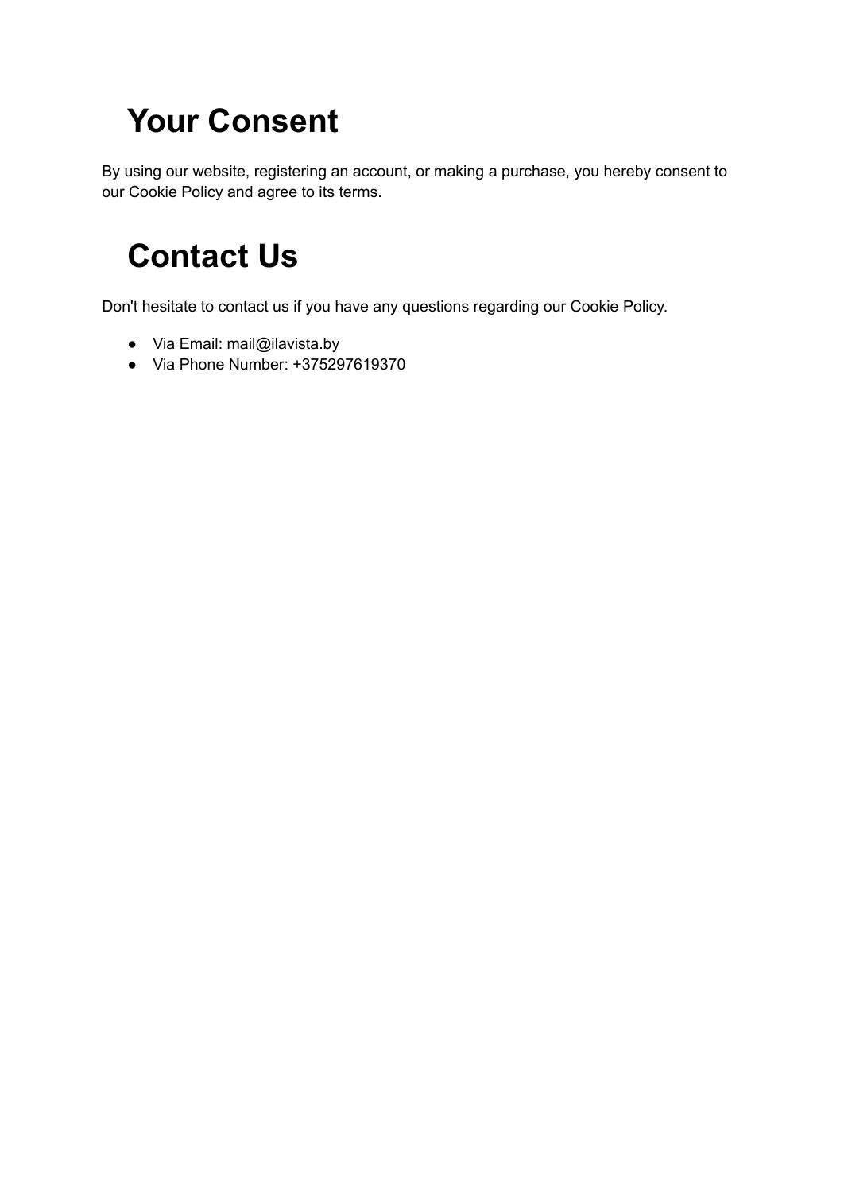# Your Consent

By using our website, registering an account, or making a purchase, you hereby consent to our Cookie Policy and agree to its terms.

# Contact Us

Don't hesitate to contact us if you have any questions regarding our Cookie Policy.

- Via Email: mail@ilavista.by
- Via Phone Number: +375297619370